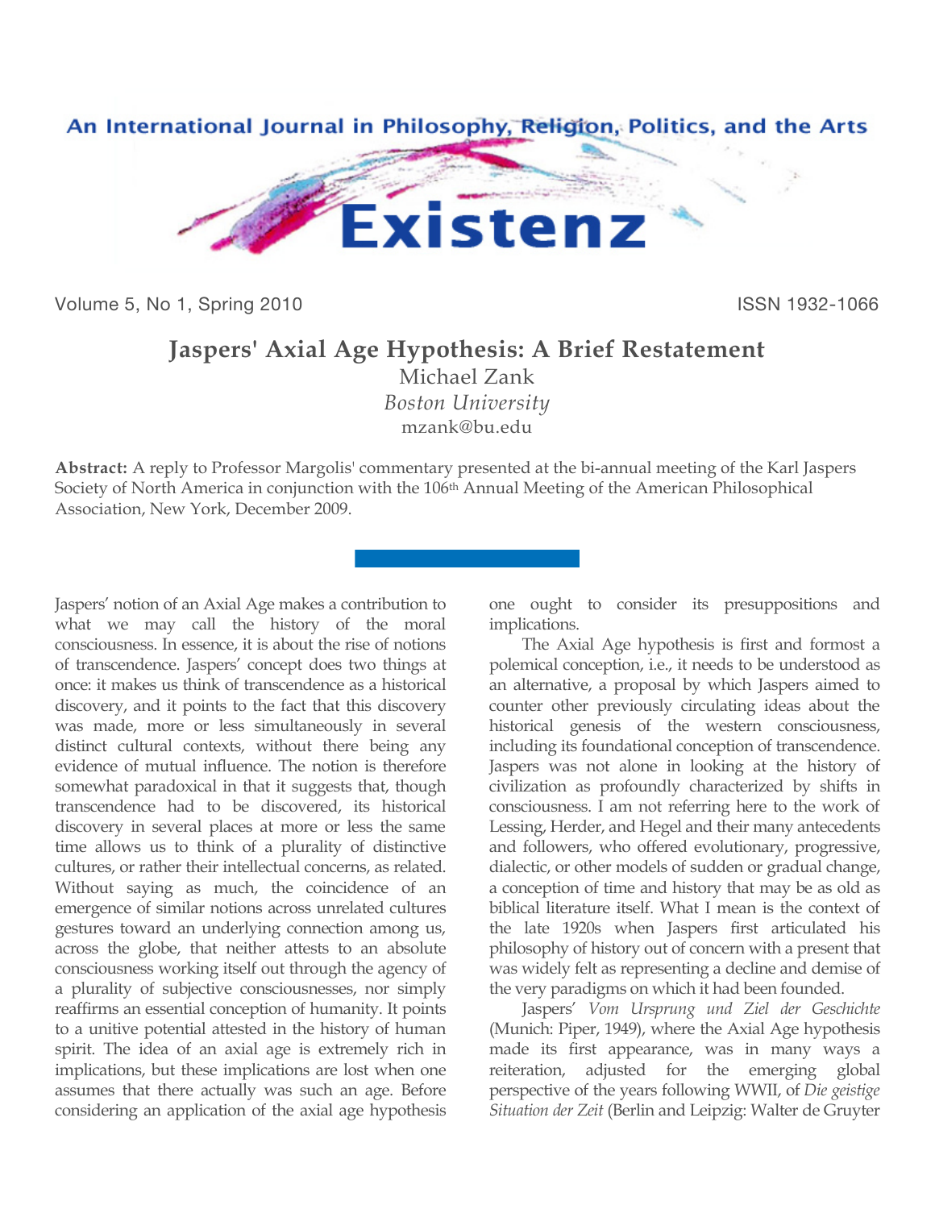# Jaspers' Axial Age Hypothesis: A Brief Restatement

Michael Zank

*Boston University*

mzank@bu.edu

**Abstract:** A reply to Professor Margolis' commentary presented at the bi-annual meeting of the Karl Jaspers Society of North America in conjunction with the 106th Annual Meeting of the American Philosophical Association, New York, December 2009.

Jaspers' notion of an Axial Age makes a contribution to what we may call the history of the moral consciousness. In essence, it is about the rise of notions of transcendence. Jaspers' concept does two things at once: it makes us think of transcendence as a historical discovery, and it points to the fact that this discovery was made, more or less simultaneously in several distinct cultural contexts, without there being any evidence of mutual influence. The notion is therefore somewhat paradoxical in that it suggests that, though transcendence had to be discovered, its historical discovery in several places at more or less the same time allows us to think of a plurality of distinctive cultures, or rather their intellectual concerns, as related. Without saying as much, the coincidence of an emergence of similar notions across unrelated cultures gestures toward an underlying connection among us, across the globe, that neither attests to an absolute consciousness working itself out through the agency of a plurality of subjective consciousnesses, nor simply reaffirms an essential conception of humanity. It points to a unitive potential attested in the history of human spirit. The idea of an axial age is extremely rich in implications, but these implications are lost when one assumes that there actually was such an age. Before considering an application of the axial age hypothesis one ought to consider its presuppositions and implications.

The Axial Age hypothesis is first and formost a polemical conception, i.e., it needs to be understood as an alternative, a proposal by which Jaspers aimed to counter other previously circulating ideas about the historical genesis of the western consciousness, including its foundational conception of transcendence. Jaspers was not alone in looking at the history of civilization as profoundly characterized by shifts in consciousness. I am not referring here to the work of Lessing, Herder, and Hegel and their many antecedents and followers, who offered evolutionary, progressive, dialectic, or other models of sudden or gradual change, a conception of time and history that may be as old as biblical literature itself. What I mean is the context of the late 1920s when Jaspers first articulated his philosophy of history out of concern with a present that was widely felt as representing a decline and demise of the very paradigms on which it had been founded.

Jaspers' *Vom Ursprung und Ziel der Geschichte* (Munich: Piper, 1949), where the Axial Age hypothesis made its first appearance, was in many ways a reiteration, adjusted for the emerging global perspective of the years following WWII, of *Die geistige Situation der Zeit* (Berlin and Leipzig: Walter de Gruyter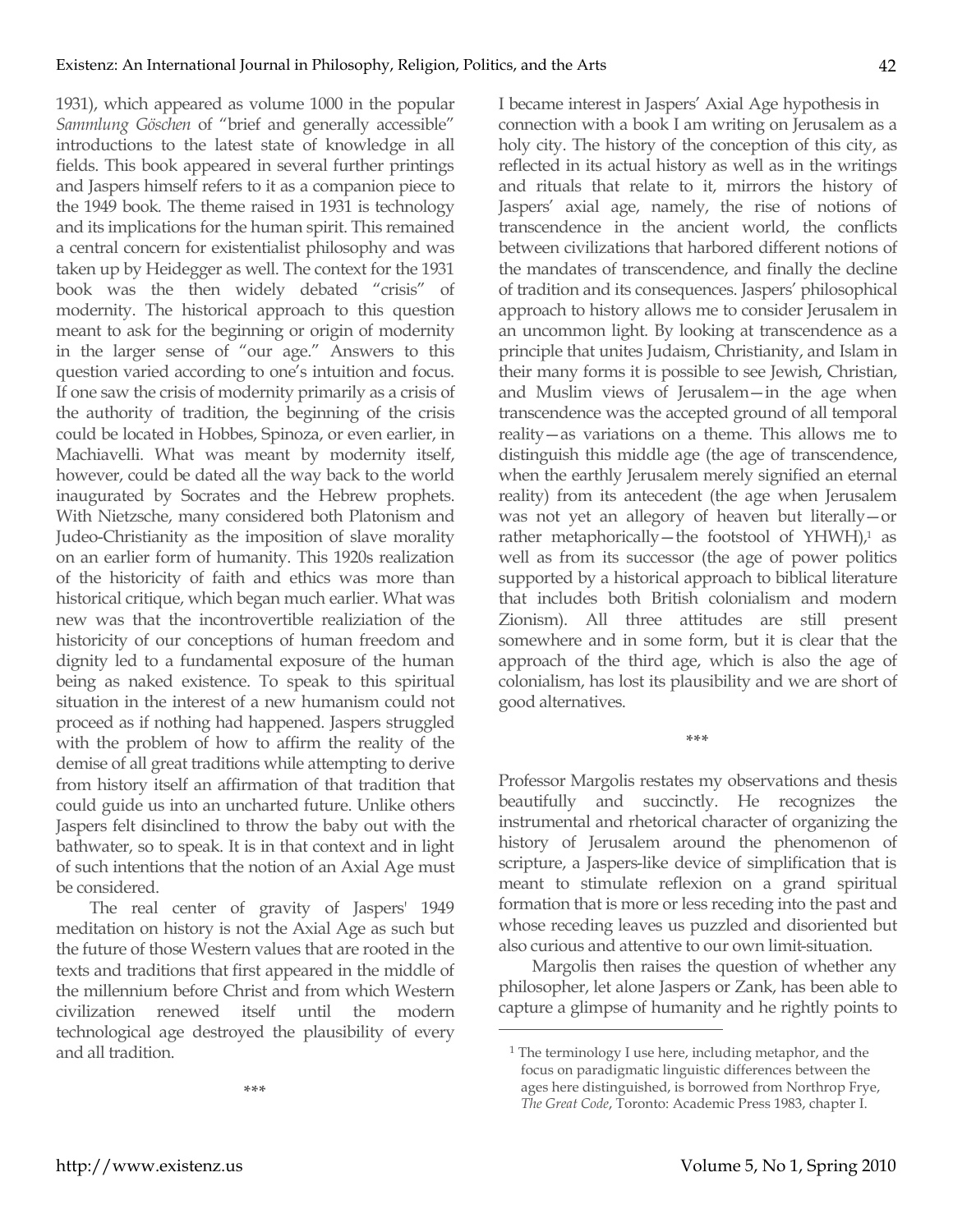1931), which appeared as volume 1000 in the popular *Sammlung Göschen* of "brief and generally accessible" introductions to the latest state of knowledge in all fields. This book appeared in several further printings and Jaspers himself refers to it as a companion piece to the 1949 book. The theme raised in 1931 is technology and its implications for the human spirit. This remained a central concern for existentialist philosophy and was taken up by Heidegger as well. The context for the 1931 book was the then widely debated "crisis" of modernity. The historical approach to this question meant to ask for the beginning or origin of modernity in the larger sense of "our age." Answers to this question varied according to one's intuition and focus. If one saw the crisis of modernity primarily as a crisis of the authority of tradition, the beginning of the crisis could be located in Hobbes, Spinoza, or even earlier, in Machiavelli. What was meant by modernity itself, however, could be dated all the way back to the world inaugurated by Socrates and the Hebrew prophets. With Nietzsche, many considered both Platonism and Judeo-Christianity as the imposition of slave morality on an earlier form of humanity. This 1920s realization of the historicity of faith and ethics was more than historical critique, which began much earlier. What was new was that the incontrovertible realiziation of the historicity of our conceptions of human freedom and dignity led to a fundamental exposure of the human being as naked existence. To speak to this spiritual situation in the interest of a new humanism could not proceed as if nothing had happened. Jaspers struggled with the problem of how to affirm the reality of the demise of all great traditions while attempting to derive from history itself an affirmation of that tradition that could guide us into an uncharted future. Unlike others Jaspers felt disinclined to throw the baby out with the bathwater, so to speak. It is in that context and in light of such intentions that the notion of an Axial Age must be considered.

The real center of gravity of Jaspers' 1949 meditation on history is not the Axial Age as such but the future of those Western values that are rooted in the texts and traditions that first appeared in the middle of the millennium before Christ and from which Western civilization renewed itself until the modern technological age destroyed the plausibility of every and all tradition.

***

I became interest in Jaspers' Axial Age hypothesis in connection with a book I am writing on Jerusalem as a holy city. The history of the conception of this city, as reflected in its actual history as well as in the writings and rituals that relate to it, mirrors the history of Jaspers' axial age, namely, the rise of notions of transcendence in the ancient world, the conflicts between civilizations that harbored different notions of the mandates of transcendence, and finally the decline of tradition and its consequences. Jaspers' philosophical approach to history allows me to consider Jerusalem in an uncommon light. By looking at transcendence as a principle that unites Judaism, Christianity, and Islam in their many forms it is possible to see Jewish, Christian, and Muslim views of Jerusalem—in the age when transcendence was the accepted ground of all temporal reality—as variations on a theme. This allows me to distinguish this middle age (the age of transcendence, when the earthly Jerusalem merely signified an eternal reality) from its antecedent (the age when Jerusalem was not yet an allegory of heaven but literally—or rather metaphorically—the footstool of YHWH),[1] as well as from its successor (the age of power politics supported by a historical approach to biblical literature that includes both British colonialism and modern Zionism). All three attitudes are still present somewhere and in some form, but it is clear that the approach of the third age, which is also the age of colonialism, has lost its plausibility and we are short of good alternatives.

***

Professor Margolis restates my observations and thesis beautifully and succinctly. He recognizes the instrumental and rhetorical character of organizing the history of Jerusalem around the phenomenon of scripture, a Jaspers-like device of simplification that is meant to stimulate reflexion on a grand spiritual formation that is more or less receding into the past and whose receding leaves us puzzled and disoriented but also curious and attentive to our own limit-situation.

Margolis then raises the question of whether any philosopher, let alone Jaspers or Zank, has been able to capture a glimpse of humanity and he rightly points to

---

[1] The terminology I use here, including metaphor, and the focus on paradigmatic linguistic differences between the ages here distinguished, is borrowed from Northrop Frye, *The Great Code*, Toronto: Academic Press 1983, chapter I.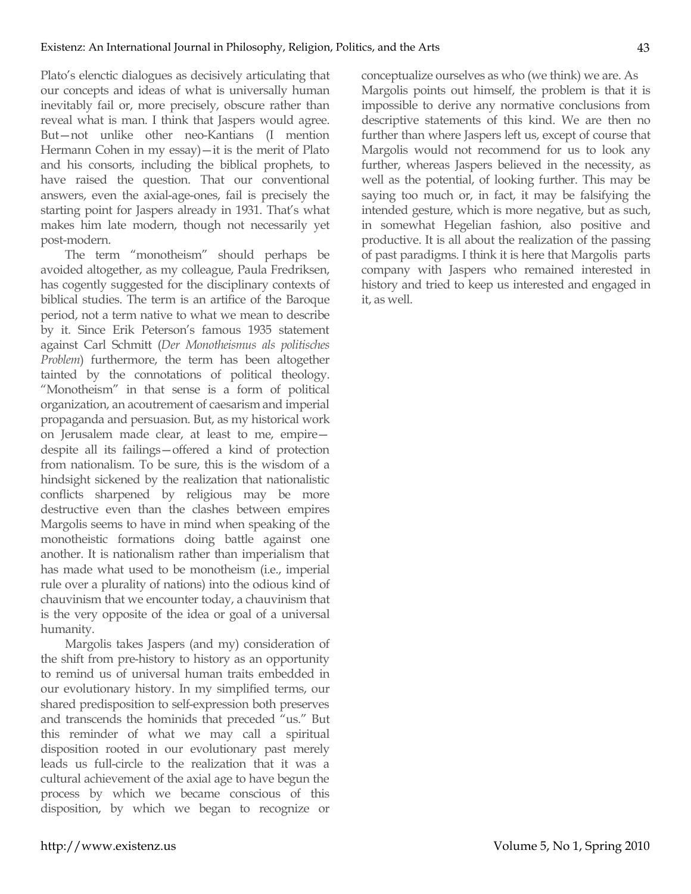Plato's elenctic dialogues as decisively articulating that our concepts and ideas of what is universally human inevitably fail or, more precisely, obscure rather than reveal what is man. I think that Jaspers would agree. But—not unlike other neo-Kantians (I mention Hermann Cohen in my essay)—it is the merit of Plato and his consorts, including the biblical prophets, to have raised the question. That our conventional answers, even the axial-age-ones, fail is precisely the starting point for Jaspers already in 1931. That's what makes him late modern, though not necessarily yet post-modern.

The term "monotheism" should perhaps be avoided altogether, as my colleague, Paula Fredriksen, has cogently suggested for the disciplinary contexts of biblical studies. The term is an artifice of the Baroque period, not a term native to what we mean to describe by it. Since Erik Peterson's famous 1935 statement against Carl Schmitt (*Der Monotheismus als politisches Problem*) furthermore, the term has been altogether tainted by the connotations of political theology. "Monotheism" in that sense is a form of political organization, an acoutrement of caesarism and imperial propaganda and persuasion. But, as my historical work on Jerusalem made clear, at least to me, empire—despite all its failings—offered a kind of protection from nationalism. To be sure, this is the wisdom of a hindsight sickened by the realization that nationalistic conflicts sharpened by religious may be more destructive even than the clashes between empires Margolis seems to have in mind when speaking of the monotheistic formations doing battle against one another. It is nationalism rather than imperialism that has made what used to be monotheism (i.e., imperial rule over a plurality of nations) into the odious kind of chauvinism that we encounter today, a chauvinism that is the very opposite of the idea or goal of a universal humanity.

Margolis takes Jaspers (and my) consideration of the shift from pre-history to history as an opportunity to remind us of universal human traits embedded in our evolutionary history. In my simplified terms, our shared predisposition to self-expression both preserves and transcends the hominids that preceded "us." But this reminder of what we may call a spiritual disposition rooted in our evolutionary past merely leads us full-circle to the realization that it was a cultural achievement of the axial age to have begun the process by which we became conscious of this disposition, by which we began to recognize or conceptualize ourselves as who (we think) we are. As Margolis points out himself, the problem is that it is impossible to derive any normative conclusions from descriptive statements of this kind. We are then no further than where Jaspers left us, except of course that Margolis would not recommend for us to look any further, whereas Jaspers believed in the necessity, as well as the potential, of looking further. This may be saying too much or, in fact, it may be falsifying the intended gesture, which is more negative, but as such, in somewhat Hegelian fashion, also positive and productive. It is all about the realization of the passing of past paradigms. I think it is here that Margolis parts company with Jaspers who remained interested in history and tried to keep us interested and engaged in it, as well.